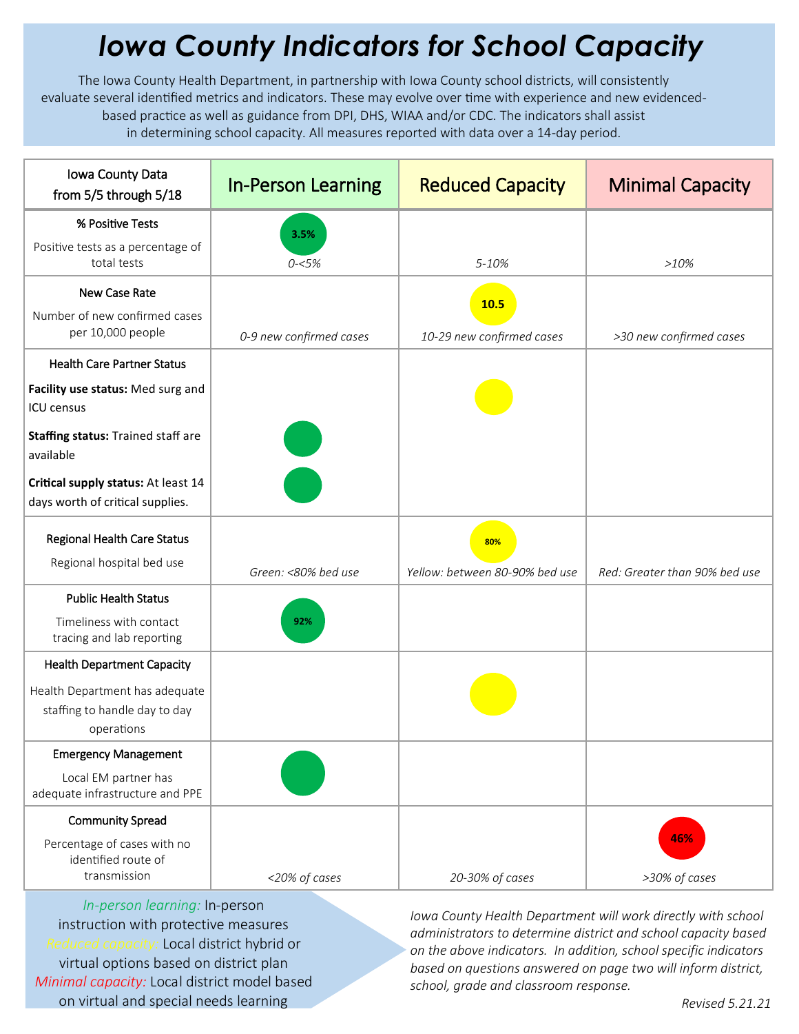# *Iowa County Indicators for School Capacity*

The Iowa County Health Department, in partnership with Iowa County school districts, will consistently evaluate several identified metrics and indicators. These may evolve over time with experience and new evidenced-based practice as well as guidance from DPI, DHS, WIAA and/or CDC. The indicators shall assist in determining school capacity. All measures reported with data over a 14-day period.

| Iowa County Data from 5/5 through 5/18 | In-Person Learning | Reduced Capacity | Minimal Capacity |
|---|---|---|---|
| **% Positive Tests** Positive tests as a percentage of total tests | 3.5% *0-<5%* | *5-10%* | *>10%* |
| **New Case Rate** Number of new confirmed cases per 10,000 people | *0-9 new confirmed cases* | 10.5 *10-29 new confirmed cases* | *>30 new confirmed cases* |
| **Health Care Partner Status** **Facility use status:** Med surg and ICU census | | ● | |
| **Staffing status:** Trained staff are available | ● | | |
| **Critical supply status:** At least 14 days worth of critical supplies. | ● | | |
| **Regional Health Care Status** Regional hospital bed use | *Green: <80% bed use* | 80% *Yellow: between 80-90% bed use* | *Red: Greater than 90% bed use* |
| **Public Health Status** Timeliness with contact tracing and lab reporting | 92% | | |
| **Health Department Capacity** Health Department has adequate staffing to handle day to day operations | | ● | |
| **Emergency Management** Local EM partner has adequate infrastructure and PPE | ● | | |
| **Community Spread** Percentage of cases with no identified route of transmission | *<20% of cases* | *20-30% of cases* | 46% *>30% of cases* |

*In-person learning:* In-person instruction with protective measures
*Reduced capacity:* Local district hybrid or virtual options based on district plan
*Minimal capacity:* Local district model based on virtual and special needs learning

*Iowa County Health Department will work directly with school administrators to determine district and school capacity based on the above indicators. In addition, school specific indicators based on questions answered on page two will inform district, school, grade and classroom response.*

*Revised 5.21.21*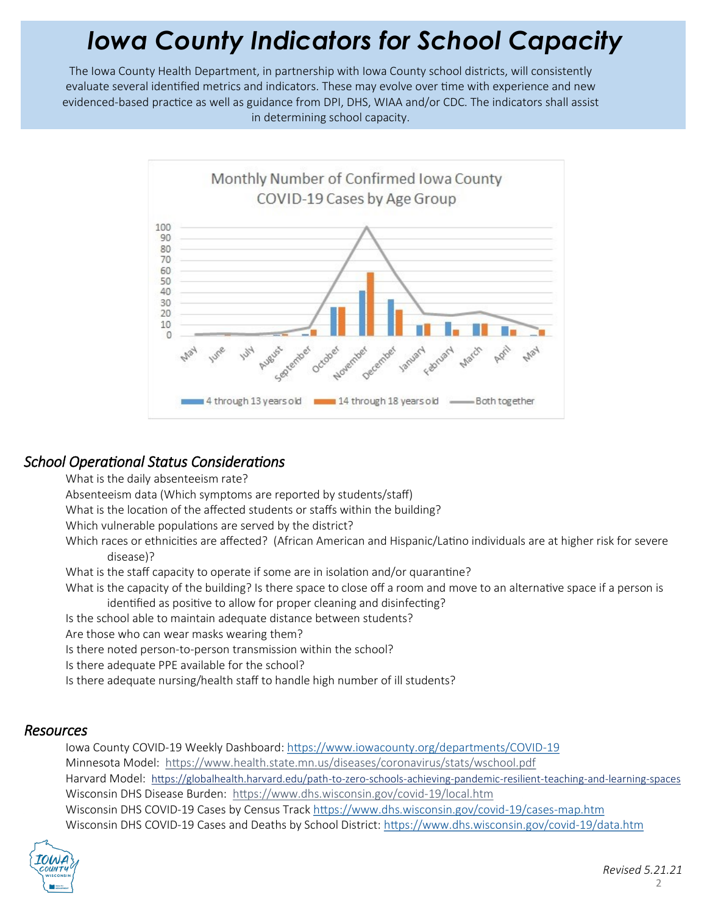# *Iowa County Indicators for School Capacity*

The Iowa County Health Department, in partnership with Iowa County school districts, will consistently evaluate several identified metrics and indicators. These may evolve over time with experience and new evidenced-based practice as well as guidance from DPI, DHS, WIAA and/or CDC. The indicators shall assist in determining school capacity.

Monthly Number of Confirmed Iowa County COVID-19 Cases by Age Group

100
90
80
70
60
50
40
30
20
10
0

May
June
July
August
September
October
November
December
January
February
March
April
May

4 through 13 years old
14 through 18 years old
Both together

## *School Operational Status Considerations*

What is the daily absenteeism rate?
Absenteeism data (Which symptoms are reported by students/staff)
What is the location of the affected students or staffs within the building?
Which vulnerable populations are served by the district?
Which races or ethnicities are affected? (African American and Hispanic/Latino individuals are at higher risk for severe disease)?
What is the staff capacity to operate if some are in isolation and/or quarantine?
What is the capacity of the building? Is there space to close off a room and move to an alternative space if a person is identified as positive to allow for proper cleaning and disinfecting?
Is the school able to maintain adequate distance between students?
Are those who can wear masks wearing them?
Is there noted person-to-person transmission within the school?
Is there adequate PPE available for the school?
Is there adequate nursing/health staff to handle high number of ill students?

## *Resources*

Iowa County COVID-19 Weekly Dashboard: https://www.iowacounty.org/departments/COVID-19
Minnesota Model: https://www.health.state.mn.us/diseases/coronavirus/stats/wschool.pdf
Harvard Model: https://globalhealth.harvard.edu/path-to-zero-schools-achieving-pandemic-resilient-teaching-and-learning-spaces
Wisconsin DHS Disease Burden: https://www.dhs.wisconsin.gov/covid-19/local.htm
Wisconsin DHS COVID-19 Cases by Census Track https://www.dhs.wisconsin.gov/covid-19/cases-map.htm
Wisconsin DHS COVID-19 Cases and Deaths by School District: https://www.dhs.wisconsin.gov/covid-19/data.htm

*Revised 5.21.21*